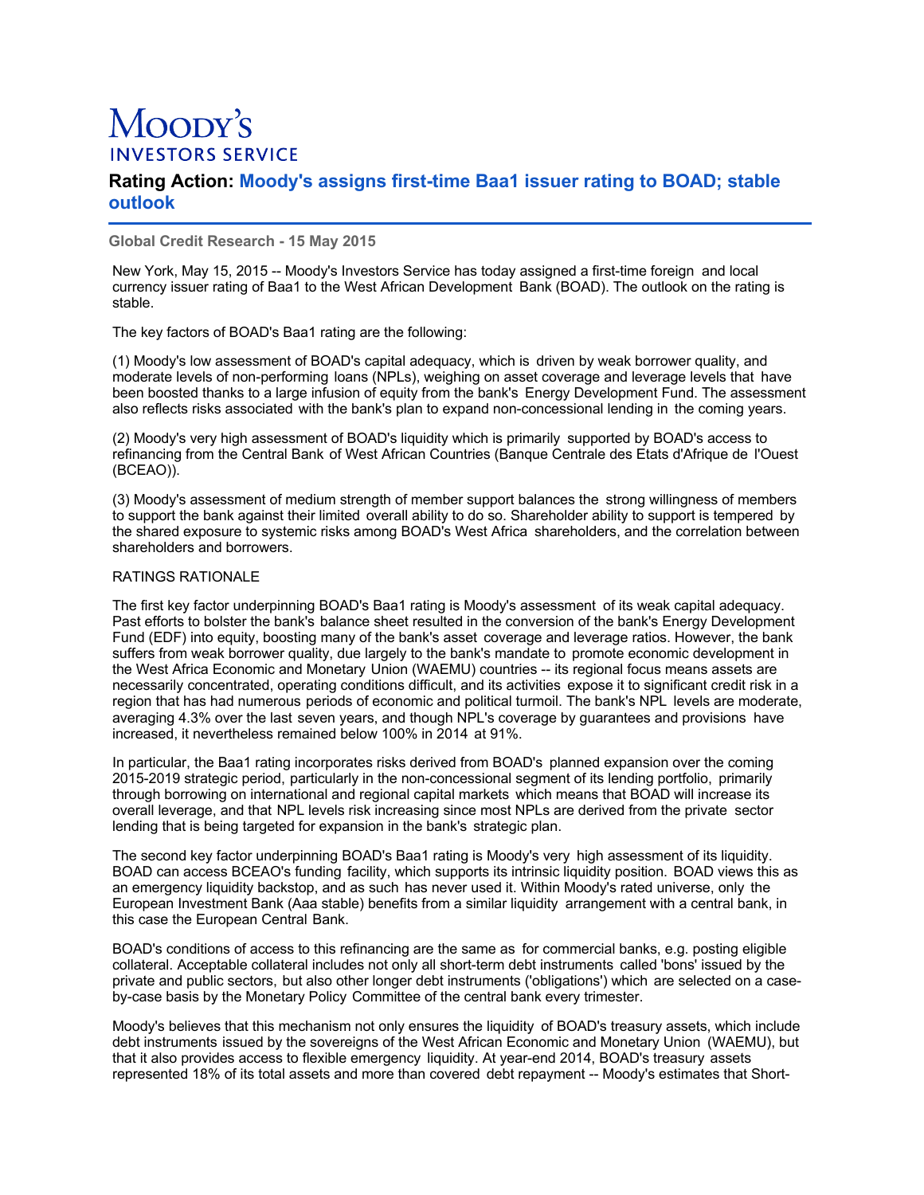# Moody's Investors Service

## Rating Action: Moody's assigns first-time Baa1 issuer rating to BOAD; stable outlook

**Global Credit Research - 15 May 2015**

New York, May 15, 2015 -- Moody's Investors Service has today assigned a first-time foreign and local currency issuer rating of Baa1 to the West African Development Bank (BOAD). The outlook on the rating is stable.

The key factors of BOAD's Baa1 rating are the following:

(1) Moody's low assessment of BOAD's capital adequacy, which is driven by weak borrower quality, and moderate levels of non-performing loans (NPLs), weighing on asset coverage and leverage levels that have been boosted thanks to a large infusion of equity from the bank's Energy Development Fund. The assessment also reflects risks associated with the bank's plan to expand non-concessional lending in the coming years.

(2) Moody's very high assessment of BOAD's liquidity which is primarily supported by BOAD's access to refinancing from the Central Bank of West African Countries (Banque Centrale des Etats d'Afrique de l'Ouest (BCEAO)).

(3) Moody's assessment of medium strength of member support balances the strong willingness of members to support the bank against their limited overall ability to do so. Shareholder ability to support is tempered by the shared exposure to systemic risks among BOAD's West Africa shareholders, and the correlation between shareholders and borrowers.

RATINGS RATIONALE

The first key factor underpinning BOAD's Baa1 rating is Moody's assessment of its weak capital adequacy. Past efforts to bolster the bank's balance sheet resulted in the conversion of the bank's Energy Development Fund (EDF) into equity, boosting many of the bank's asset coverage and leverage ratios. However, the bank suffers from weak borrower quality, due largely to the bank's mandate to promote economic development in the West Africa Economic and Monetary Union (WAEMU) countries -- its regional focus means assets are necessarily concentrated, operating conditions difficult, and its activities expose it to significant credit risk in a region that has had numerous periods of economic and political turmoil. The bank's NPL levels are moderate, averaging 4.3% over the last seven years, and though NPL's coverage by guarantees and provisions have increased, it nevertheless remained below 100% in 2014 at 91%.

In particular, the Baa1 rating incorporates risks derived from BOAD's planned expansion over the coming 2015-2019 strategic period, particularly in the non-concessional segment of its lending portfolio, primarily through borrowing on international and regional capital markets which means that BOAD will increase its overall leverage, and that NPL levels risk increasing since most NPLs are derived from the private sector lending that is being targeted for expansion in the bank's strategic plan.

The second key factor underpinning BOAD's Baa1 rating is Moody's very high assessment of its liquidity. BOAD can access BCEAO's funding facility, which supports its intrinsic liquidity position. BOAD views this as an emergency liquidity backstop, and as such has never used it. Within Moody's rated universe, only the European Investment Bank (Aaa stable) benefits from a similar liquidity arrangement with a central bank, in this case the European Central Bank.

BOAD's conditions of access to this refinancing are the same as for commercial banks, e.g. posting eligible collateral. Acceptable collateral includes not only all short-term debt instruments called 'bons' issued by the private and public sectors, but also other longer debt instruments ('obligations') which are selected on a case-by-case basis by the Monetary Policy Committee of the central bank every trimester.

Moody's believes that this mechanism not only ensures the liquidity of BOAD's treasury assets, which include debt instruments issued by the sovereigns of the West African Economic and Monetary Union (WAEMU), but that it also provides access to flexible emergency liquidity. At year-end 2014, BOAD's treasury assets represented 18% of its total assets and more than covered debt repayment -- Moody's estimates that Short-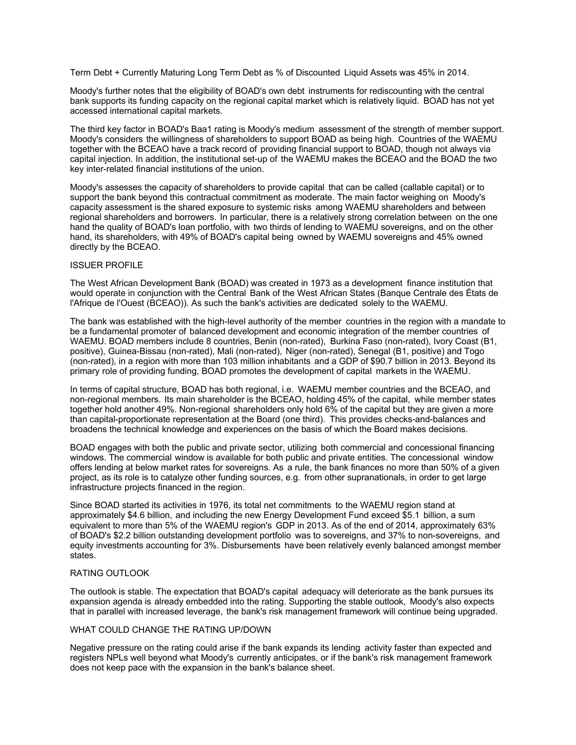Term Debt + Currently Maturing Long Term Debt as % of Discounted Liquid Assets was 45% in 2014.

Moody's further notes that the eligibility of BOAD's own debt instruments for rediscounting with the central bank supports its funding capacity on the regional capital market which is relatively liquid. BOAD has not yet accessed international capital markets.

The third key factor in BOAD's Baa1 rating is Moody's medium assessment of the strength of member support. Moody's considers the willingness of shareholders to support BOAD as being high. Countries of the WAEMU together with the BCEAO have a track record of providing financial support to BOAD, though not always via capital injection. In addition, the institutional set-up of the WAEMU makes the BCEAO and the BOAD the two key inter-related financial institutions of the union.

Moody's assesses the capacity of shareholders to provide capital that can be called (callable capital) or to support the bank beyond this contractual commitment as moderate. The main factor weighing on Moody's capacity assessment is the shared exposure to systemic risks among WAEMU shareholders and between regional shareholders and borrowers. In particular, there is a relatively strong correlation between on the one hand the quality of BOAD's loan portfolio, with two thirds of lending to WAEMU sovereigns, and on the other hand, its shareholders, with 49% of BOAD's capital being owned by WAEMU sovereigns and 45% owned directly by the BCEAO.

## ISSUER PROFILE

The West African Development Bank (BOAD) was created in 1973 as a development finance institution that would operate in conjunction with the Central Bank of the West African States (Banque Centrale des États de l'Afrique de l'Ouest (BCEAO)). As such the bank's activities are dedicated solely to the WAEMU.

The bank was established with the high-level authority of the member countries in the region with a mandate to be a fundamental promoter of balanced development and economic integration of the member countries of WAEMU. BOAD members include 8 countries, Benin (non-rated), Burkina Faso (non-rated), Ivory Coast (B1, positive), Guinea-Bissau (non-rated), Mali (non-rated), Niger (non-rated), Senegal (B1, positive) and Togo (non-rated), in a region with more than 103 million inhabitants and a GDP of $90.7 billion in 2013. Beyond its primary role of providing funding, BOAD promotes the development of capital markets in the WAEMU.

In terms of capital structure, BOAD has both regional, i.e. WAEMU member countries and the BCEAO, and non-regional members. Its main shareholder is the BCEAO, holding 45% of the capital, while member states together hold another 49%. Non-regional shareholders only hold 6% of the capital but they are given a more than capital-proportionate representation at the Board (one third). This provides checks-and-balances and broadens the technical knowledge and experiences on the basis of which the Board makes decisions.

BOAD engages with both the public and private sector, utilizing both commercial and concessional financing windows. The commercial window is available for both public and private entities. The concessional window offers lending at below market rates for sovereigns. As a rule, the bank finances no more than 50% of a given project, as its role is to catalyze other funding sources, e.g. from other supranationals, in order to get large infrastructure projects financed in the region.

Since BOAD started its activities in 1976, its total net commitments to the WAEMU region stand at approximately $4.6 billion, and including the new Energy Development Fund exceed $5.1 billion, a sum equivalent to more than 5% of the WAEMU region's GDP in 2013. As of the end of 2014, approximately 63% of BOAD's $2.2 billion outstanding development portfolio was to sovereigns, and 37% to non-sovereigns, and equity investments accounting for 3%. Disbursements have been relatively evenly balanced amongst member states.

## RATING OUTLOOK

The outlook is stable. The expectation that BOAD's capital adequacy will deteriorate as the bank pursues its expansion agenda is already embedded into the rating. Supporting the stable outlook, Moody's also expects that in parallel with increased leverage, the bank's risk management framework will continue being upgraded.

## WHAT COULD CHANGE THE RATING UP/DOWN

Negative pressure on the rating could arise if the bank expands its lending activity faster than expected and registers NPLs well beyond what Moody's currently anticipates, or if the bank's risk management framework does not keep pace with the expansion in the bank's balance sheet.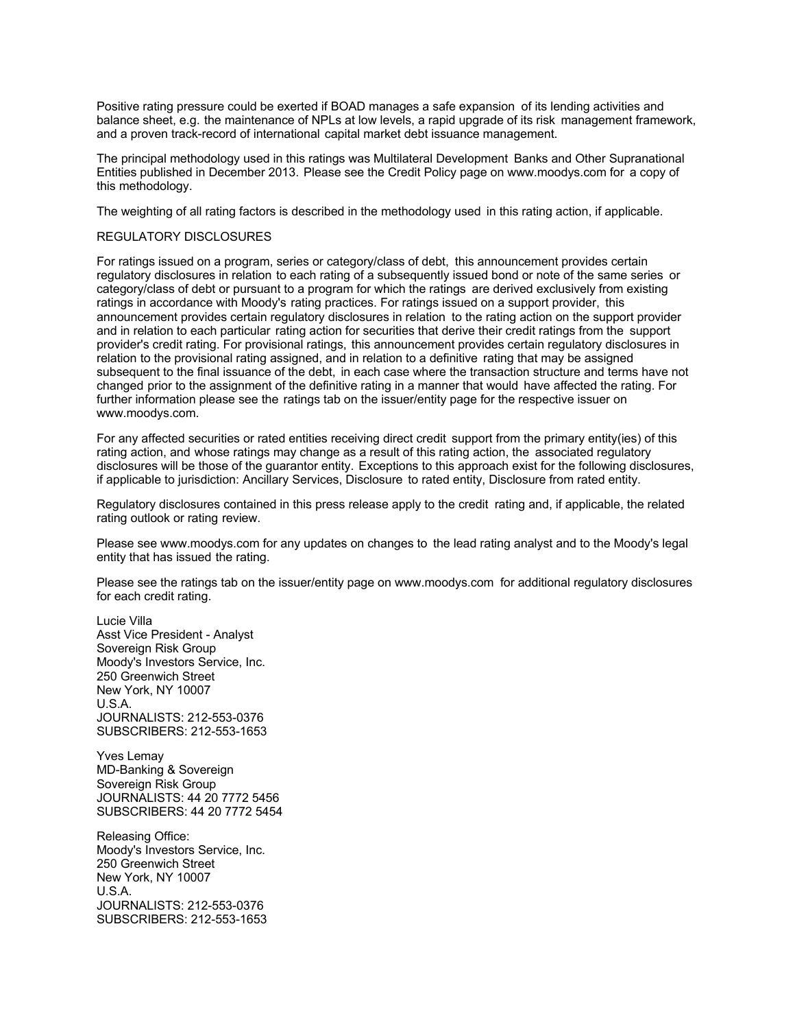Positive rating pressure could be exerted if BOAD manages a safe expansion of its lending activities and balance sheet, e.g. the maintenance of NPLs at low levels, a rapid upgrade of its risk management framework, and a proven track-record of international capital market debt issuance management.

The principal methodology used in this ratings was Multilateral Development Banks and Other Supranational Entities published in December 2013. Please see the Credit Policy page on www.moodys.com for a copy of this methodology.

The weighting of all rating factors is described in the methodology used in this rating action, if applicable.

REGULATORY DISCLOSURES

For ratings issued on a program, series or category/class of debt, this announcement provides certain regulatory disclosures in relation to each rating of a subsequently issued bond or note of the same series or category/class of debt or pursuant to a program for which the ratings are derived exclusively from existing ratings in accordance with Moody's rating practices. For ratings issued on a support provider, this announcement provides certain regulatory disclosures in relation to the rating action on the support provider and in relation to each particular rating action for securities that derive their credit ratings from the support provider's credit rating. For provisional ratings, this announcement provides certain regulatory disclosures in relation to the provisional rating assigned, and in relation to a definitive rating that may be assigned subsequent to the final issuance of the debt, in each case where the transaction structure and terms have not changed prior to the assignment of the definitive rating in a manner that would have affected the rating. For further information please see the ratings tab on the issuer/entity page for the respective issuer on www.moodys.com.

For any affected securities or rated entities receiving direct credit support from the primary entity(ies) of this rating action, and whose ratings may change as a result of this rating action, the associated regulatory disclosures will be those of the guarantor entity. Exceptions to this approach exist for the following disclosures, if applicable to jurisdiction: Ancillary Services, Disclosure to rated entity, Disclosure from rated entity.

Regulatory disclosures contained in this press release apply to the credit rating and, if applicable, the related rating outlook or rating review.

Please see www.moodys.com for any updates on changes to the lead rating analyst and to the Moody's legal entity that has issued the rating.

Please see the ratings tab on the issuer/entity page on www.moodys.com for additional regulatory disclosures for each credit rating.

Lucie Villa  
Asst Vice President - Analyst  
Sovereign Risk Group  
Moody's Investors Service, Inc.  
250 Greenwich Street  
New York, NY 10007  
U.S.A.  
JOURNALISTS: 212-553-0376  
SUBSCRIBERS: 212-553-1653

Yves Lemay  
MD-Banking & Sovereign  
Sovereign Risk Group  
JOURNALISTS: 44 20 7772 5456  
SUBSCRIBERS: 44 20 7772 5454

Releasing Office:  
Moody's Investors Service, Inc.  
250 Greenwich Street  
New York, NY 10007  
U.S.A.  
JOURNALISTS: 212-553-0376  
SUBSCRIBERS: 212-553-1653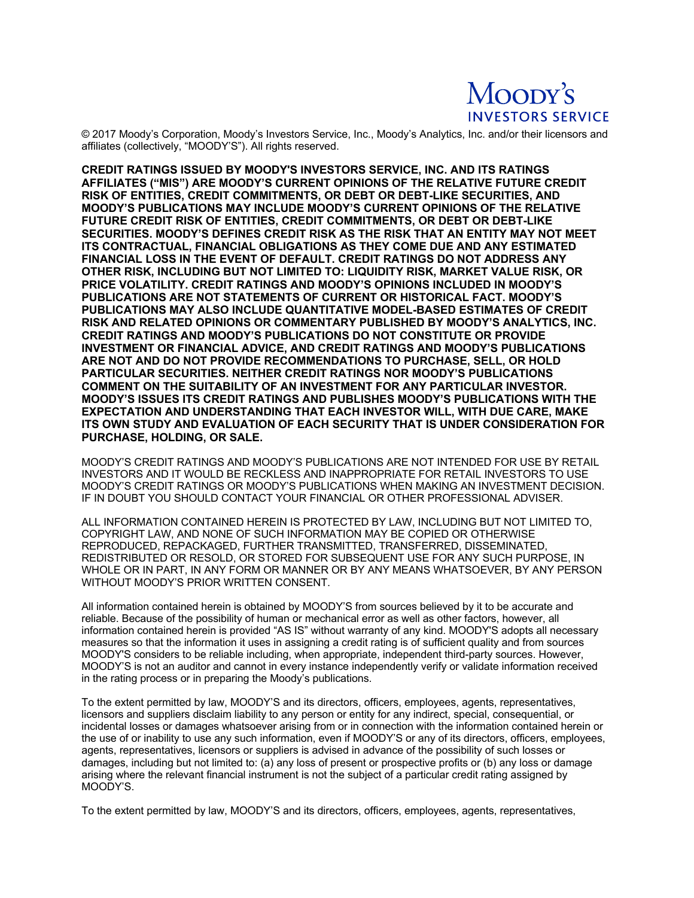© 2017 Moody's Corporation, Moody's Investors Service, Inc., Moody's Analytics, Inc. and/or their licensors and affiliates (collectively, "MOODY'S"). All rights reserved.

**CREDIT RATINGS ISSUED BY MOODY'S INVESTORS SERVICE, INC. AND ITS RATINGS AFFILIATES ("MIS") ARE MOODY'S CURRENT OPINIONS OF THE RELATIVE FUTURE CREDIT RISK OF ENTITIES, CREDIT COMMITMENTS, OR DEBT OR DEBT-LIKE SECURITIES, AND MOODY'S PUBLICATIONS MAY INCLUDE MOODY'S CURRENT OPINIONS OF THE RELATIVE FUTURE CREDIT RISK OF ENTITIES, CREDIT COMMITMENTS, OR DEBT OR DEBT-LIKE SECURITIES. MOODY'S DEFINES CREDIT RISK AS THE RISK THAT AN ENTITY MAY NOT MEET ITS CONTRACTUAL, FINANCIAL OBLIGATIONS AS THEY COME DUE AND ANY ESTIMATED FINANCIAL LOSS IN THE EVENT OF DEFAULT. CREDIT RATINGS DO NOT ADDRESS ANY OTHER RISK, INCLUDING BUT NOT LIMITED TO: LIQUIDITY RISK, MARKET VALUE RISK, OR PRICE VOLATILITY. CREDIT RATINGS AND MOODY'S OPINIONS INCLUDED IN MOODY'S PUBLICATIONS ARE NOT STATEMENTS OF CURRENT OR HISTORICAL FACT. MOODY'S PUBLICATIONS MAY ALSO INCLUDE QUANTITATIVE MODEL-BASED ESTIMATES OF CREDIT RISK AND RELATED OPINIONS OR COMMENTARY PUBLISHED BY MOODY'S ANALYTICS, INC. CREDIT RATINGS AND MOODY'S PUBLICATIONS DO NOT CONSTITUTE OR PROVIDE INVESTMENT OR FINANCIAL ADVICE, AND CREDIT RATINGS AND MOODY'S PUBLICATIONS ARE NOT AND DO NOT PROVIDE RECOMMENDATIONS TO PURCHASE, SELL, OR HOLD PARTICULAR SECURITIES. NEITHER CREDIT RATINGS NOR MOODY'S PUBLICATIONS COMMENT ON THE SUITABILITY OF AN INVESTMENT FOR ANY PARTICULAR INVESTOR. MOODY'S ISSUES ITS CREDIT RATINGS AND PUBLISHES MOODY'S PUBLICATIONS WITH THE EXPECTATION AND UNDERSTANDING THAT EACH INVESTOR WILL, WITH DUE CARE, MAKE ITS OWN STUDY AND EVALUATION OF EACH SECURITY THAT IS UNDER CONSIDERATION FOR PURCHASE, HOLDING, OR SALE.**

MOODY'S CREDIT RATINGS AND MOODY'S PUBLICATIONS ARE NOT INTENDED FOR USE BY RETAIL INVESTORS AND IT WOULD BE RECKLESS AND INAPPROPRIATE FOR RETAIL INVESTORS TO USE MOODY'S CREDIT RATINGS OR MOODY'S PUBLICATIONS WHEN MAKING AN INVESTMENT DECISION. IF IN DOUBT YOU SHOULD CONTACT YOUR FINANCIAL OR OTHER PROFESSIONAL ADVISER.

ALL INFORMATION CONTAINED HEREIN IS PROTECTED BY LAW, INCLUDING BUT NOT LIMITED TO, COPYRIGHT LAW, AND NONE OF SUCH INFORMATION MAY BE COPIED OR OTHERWISE REPRODUCED, REPACKAGED, FURTHER TRANSMITTED, TRANSFERRED, DISSEMINATED, REDISTRIBUTED OR RESOLD, OR STORED FOR SUBSEQUENT USE FOR ANY SUCH PURPOSE, IN WHOLE OR IN PART, IN ANY FORM OR MANNER OR BY ANY MEANS WHATSOEVER, BY ANY PERSON WITHOUT MOODY'S PRIOR WRITTEN CONSENT.

All information contained herein is obtained by MOODY'S from sources believed by it to be accurate and reliable. Because of the possibility of human or mechanical error as well as other factors, however, all information contained herein is provided "AS IS" without warranty of any kind. MOODY'S adopts all necessary measures so that the information it uses in assigning a credit rating is of sufficient quality and from sources MOODY'S considers to be reliable including, when appropriate, independent third-party sources. However, MOODY'S is not an auditor and cannot in every instance independently verify or validate information received in the rating process or in preparing the Moody's publications.

To the extent permitted by law, MOODY'S and its directors, officers, employees, agents, representatives, licensors and suppliers disclaim liability to any person or entity for any indirect, special, consequential, or incidental losses or damages whatsoever arising from or in connection with the information contained herein or the use of or inability to use any such information, even if MOODY'S or any of its directors, officers, employees, agents, representatives, licensors or suppliers is advised in advance of the possibility of such losses or damages, including but not limited to: (a) any loss of present or prospective profits or (b) any loss or damage arising where the relevant financial instrument is not the subject of a particular credit rating assigned by MOODY'S.

To the extent permitted by law, MOODY'S and its directors, officers, employees, agents, representatives,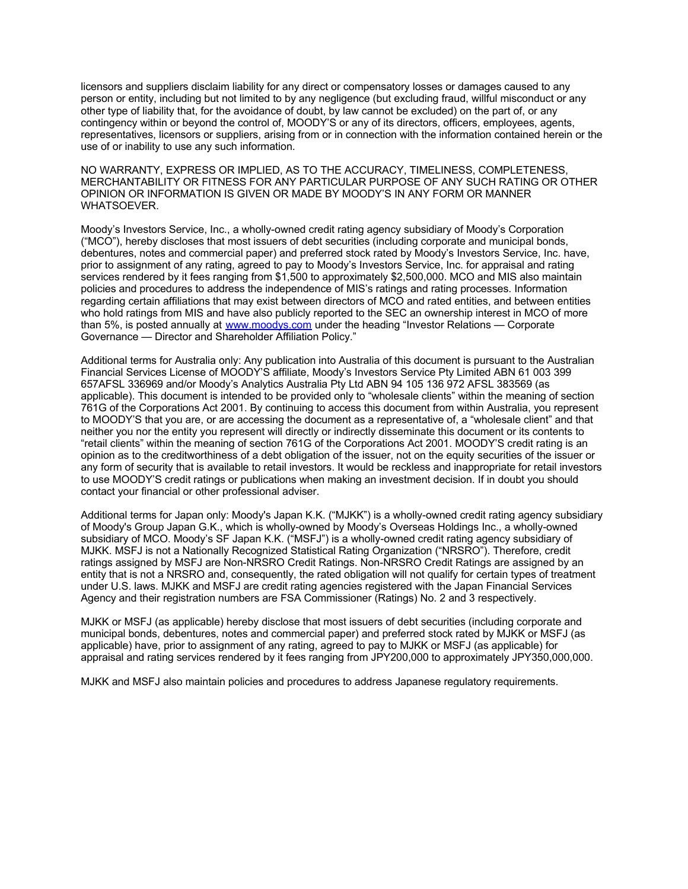licensors and suppliers disclaim liability for any direct or compensatory losses or damages caused to any person or entity, including but not limited to by any negligence (but excluding fraud, willful misconduct or any other type of liability that, for the avoidance of doubt, by law cannot be excluded) on the part of, or any contingency within or beyond the control of, MOODY'S or any of its directors, officers, employees, agents, representatives, licensors or suppliers, arising from or in connection with the information contained herein or the use of or inability to use any such information.

NO WARRANTY, EXPRESS OR IMPLIED, AS TO THE ACCURACY, TIMELINESS, COMPLETENESS, MERCHANTABILITY OR FITNESS FOR ANY PARTICULAR PURPOSE OF ANY SUCH RATING OR OTHER OPINION OR INFORMATION IS GIVEN OR MADE BY MOODY'S IN ANY FORM OR MANNER WHATSOEVER.

Moody's Investors Service, Inc., a wholly-owned credit rating agency subsidiary of Moody's Corporation ("MCO"), hereby discloses that most issuers of debt securities (including corporate and municipal bonds, debentures, notes and commercial paper) and preferred stock rated by Moody's Investors Service, Inc. have, prior to assignment of any rating, agreed to pay to Moody's Investors Service, Inc. for appraisal and rating services rendered by it fees ranging from $1,500 to approximately $2,500,000. MCO and MIS also maintain policies and procedures to address the independence of MIS's ratings and rating processes. Information regarding certain affiliations that may exist between directors of MCO and rated entities, and between entities who hold ratings from MIS and have also publicly reported to the SEC an ownership interest in MCO of more than 5%, is posted annually at [www.moodys.com](http://www.moodys.com) under the heading "Investor Relations — Corporate Governance — Director and Shareholder Affiliation Policy."

Additional terms for Australia only: Any publication into Australia of this document is pursuant to the Australian Financial Services License of MOODY'S affiliate, Moody's Investors Service Pty Limited ABN 61 003 399 657AFSL 336969 and/or Moody's Analytics Australia Pty Ltd ABN 94 105 136 972 AFSL 383569 (as applicable). This document is intended to be provided only to "wholesale clients" within the meaning of section 761G of the Corporations Act 2001. By continuing to access this document from within Australia, you represent to MOODY'S that you are, or are accessing the document as a representative of, a "wholesale client" and that neither you nor the entity you represent will directly or indirectly disseminate this document or its contents to "retail clients" within the meaning of section 761G of the Corporations Act 2001. MOODY'S credit rating is an opinion as to the creditworthiness of a debt obligation of the issuer, not on the equity securities of the issuer or any form of security that is available to retail investors. It would be reckless and inappropriate for retail investors to use MOODY'S credit ratings or publications when making an investment decision. If in doubt you should contact your financial or other professional adviser.

Additional terms for Japan only: Moody's Japan K.K. ("MJKK") is a wholly-owned credit rating agency subsidiary of Moody's Group Japan G.K., which is wholly-owned by Moody's Overseas Holdings Inc., a wholly-owned subsidiary of MCO. Moody's SF Japan K.K. ("MSFJ") is a wholly-owned credit rating agency subsidiary of MJKK. MSFJ is not a Nationally Recognized Statistical Rating Organization ("NRSRO"). Therefore, credit ratings assigned by MSFJ are Non-NRSRO Credit Ratings. Non-NRSRO Credit Ratings are assigned by an entity that is not a NRSRO and, consequently, the rated obligation will not qualify for certain types of treatment under U.S. laws. MJKK and MSFJ are credit rating agencies registered with the Japan Financial Services Agency and their registration numbers are FSA Commissioner (Ratings) No. 2 and 3 respectively.

MJKK or MSFJ (as applicable) hereby disclose that most issuers of debt securities (including corporate and municipal bonds, debentures, notes and commercial paper) and preferred stock rated by MJKK or MSFJ (as applicable) have, prior to assignment of any rating, agreed to pay to MJKK or MSFJ (as applicable) for appraisal and rating services rendered by it fees ranging from JPY200,000 to approximately JPY350,000,000.

MJKK and MSFJ also maintain policies and procedures to address Japanese regulatory requirements.